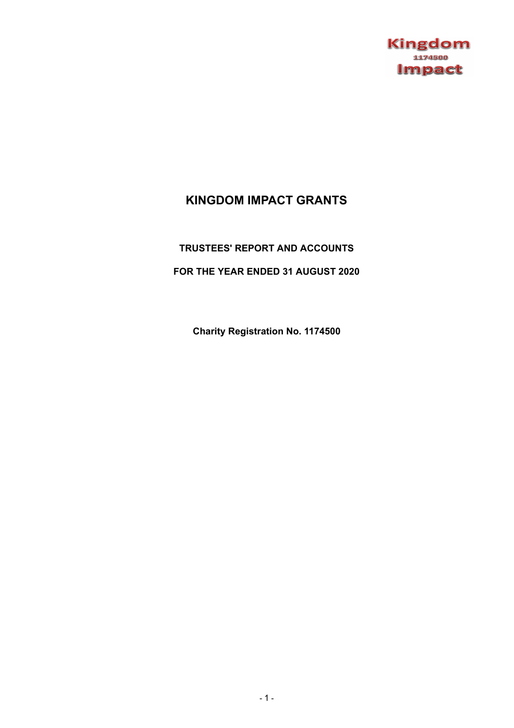Kingdom
1174500
Impact

# KINGDOM IMPACT GRANTS

## TRUSTEES' REPORT AND ACCOUNTS

## FOR THE YEAR ENDED 31 AUGUST 2020

**Charity Registration No. 1174500**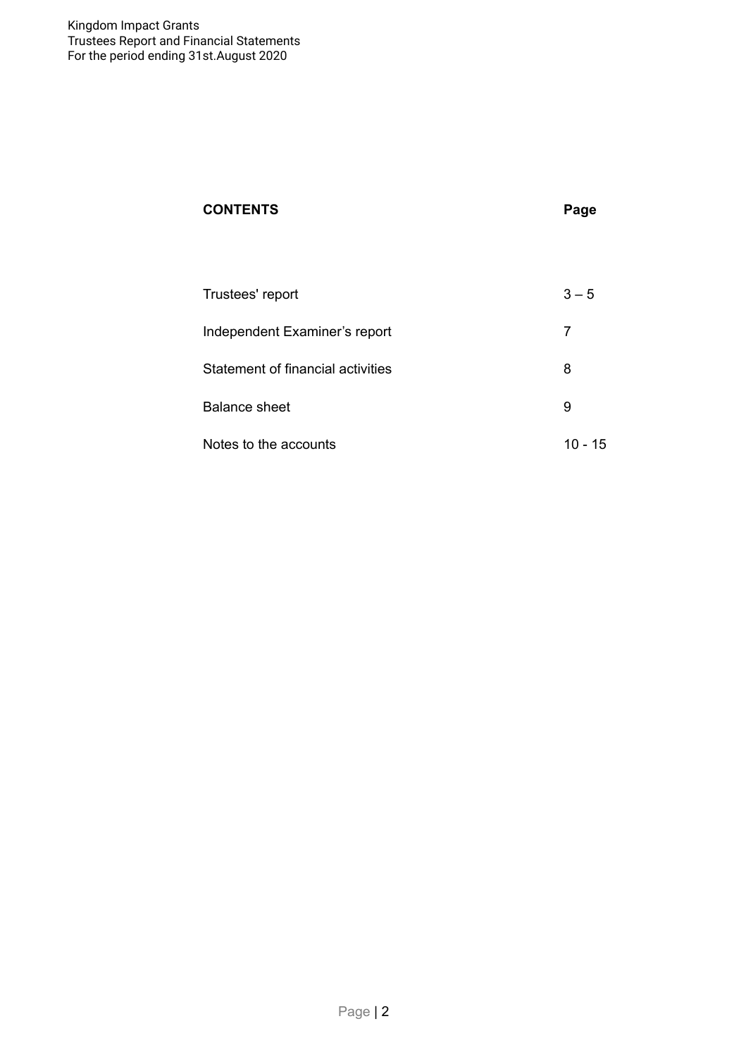| CONTENTS | Page |
|---|---|
| Trustees' report | 3 – 5 |
| Independent Examiner's report | 7 |
| Statement of financial activities | 8 |
| Balance sheet | 9 |
| Notes to the accounts | 10 - 15 |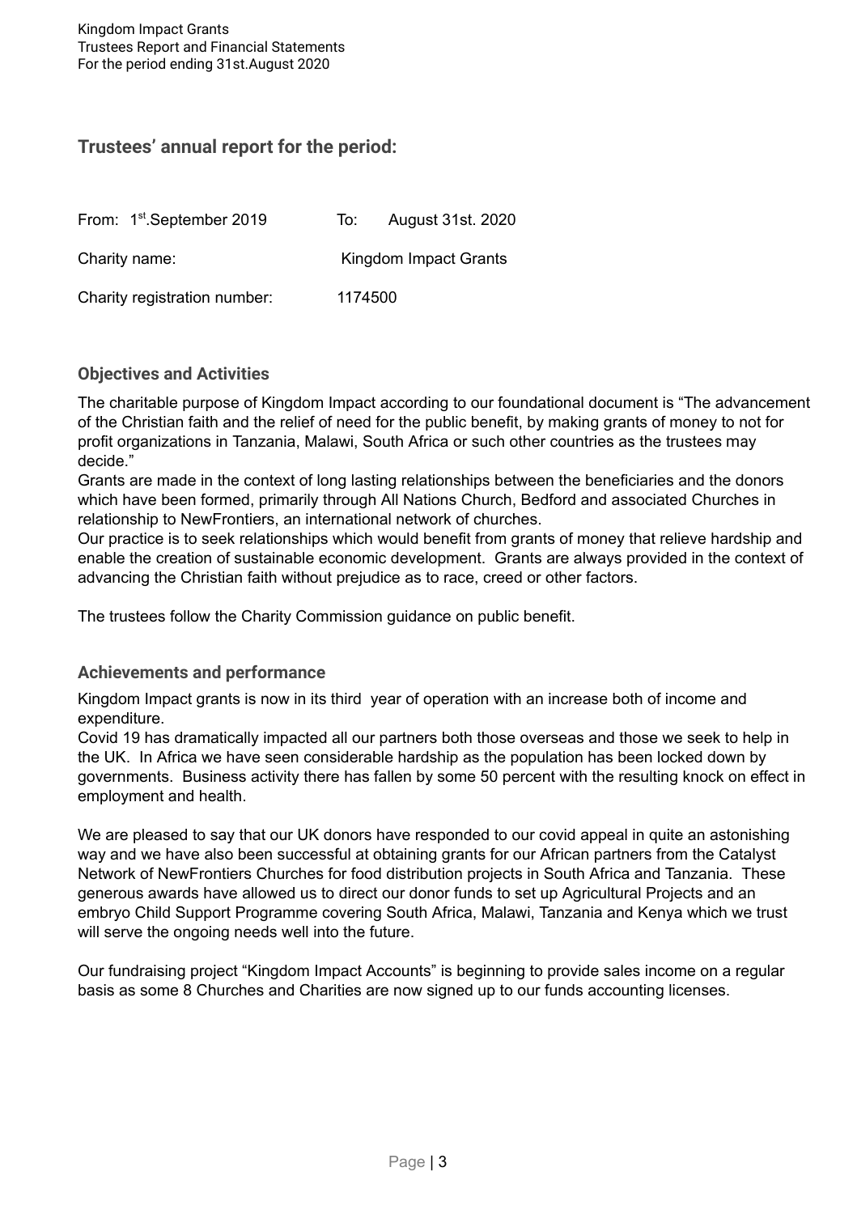## Trustees' annual report for the period:

From: 1st.September 2019 To: August 31st. 2020

Charity name: Kingdom Impact Grants

Charity registration number: 1174500

### Objectives and Activities

The charitable purpose of Kingdom Impact according to our foundational document is "The advancement of the Christian faith and the relief of need for the public benefit, by making grants of money to not for profit organizations in Tanzania, Malawi, South Africa or such other countries as the trustees may decide."

Grants are made in the context of long lasting relationships between the beneficiaries and the donors which have been formed, primarily through All Nations Church, Bedford and associated Churches in relationship to NewFrontiers, an international network of churches.

Our practice is to seek relationships which would benefit from grants of money that relieve hardship and enable the creation of sustainable economic development. Grants are always provided in the context of advancing the Christian faith without prejudice as to race, creed or other factors.

The trustees follow the Charity Commission guidance on public benefit.

### Achievements and performance

Kingdom Impact grants is now in its third year of operation with an increase both of income and expenditure.

Covid 19 has dramatically impacted all our partners both those overseas and those we seek to help in the UK. In Africa we have seen considerable hardship as the population has been locked down by governments. Business activity there has fallen by some 50 percent with the resulting knock on effect in employment and health.

We are pleased to say that our UK donors have responded to our covid appeal in quite an astonishing way and we have also been successful at obtaining grants for our African partners from the Catalyst Network of NewFrontiers Churches for food distribution projects in South Africa and Tanzania. These generous awards have allowed us to direct our donor funds to set up Agricultural Projects and an embryo Child Support Programme covering South Africa, Malawi, Tanzania and Kenya which we trust will serve the ongoing needs well into the future.

Our fundraising project "Kingdom Impact Accounts" is beginning to provide sales income on a regular basis as some 8 Churches and Charities are now signed up to our funds accounting licenses.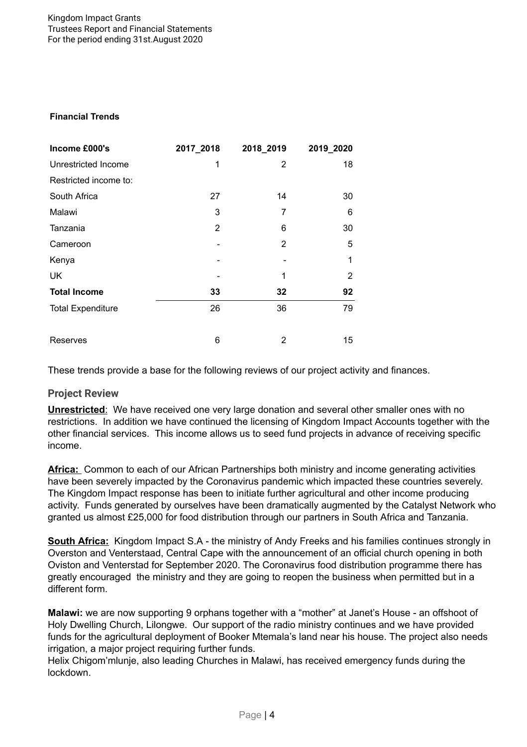**Financial Trends**

| Income £000's | 2017_2018 | 2018_2019 | 2019_2020 |
|---|---|---|---|
| Unrestricted Income | 1 | 2 | 18 |
| Restricted income to: | | | |
| South Africa | 27 | 14 | 30 |
| Malawi | 3 | 7 | 6 |
| Tanzania | 2 | 6 | 30 |
| Cameroon | - | 2 | 5 |
| Kenya | - | - | 1 |
| UK | - | 1 | 2 |
| **Total Income** | **33** | **32** | **92** |
| Total Expenditure | 26 | 36 | 79 |
| Reserves | 6 | 2 | 15 |

These trends provide a base for the following reviews of our project activity and finances.

## Project Review

**Unrestricted**: We have received one very large donation and several other smaller ones with no restrictions. In addition we have continued the licensing of Kingdom Impact Accounts together with the other financial services. This income allows us to seed fund projects in advance of receiving specific income.

**Africa:** Common to each of our African Partnerships both ministry and income generating activities have been severely impacted by the Coronavirus pandemic which impacted these countries severely. The Kingdom Impact response has been to initiate further agricultural and other income producing activity. Funds generated by ourselves have been dramatically augmented by the Catalyst Network who granted us almost £25,000 for food distribution through our partners in South Africa and Tanzania.

**South Africa:** Kingdom Impact S.A - the ministry of Andy Freeks and his families continues strongly in Overston and Venterstaad, Central Cape with the announcement of an official church opening in both Oviston and Venterstad for September 2020. The Coronavirus food distribution programme there has greatly encouraged the ministry and they are going to reopen the business when permitted but in a different form.

**Malawi:** we are now supporting 9 orphans together with a "mother" at Janet's House - an offshoot of Holy Dwelling Church, Lilongwe. Our support of the radio ministry continues and we have provided funds for the agricultural deployment of Booker Mtemala's land near his house. The project also needs irrigation, a major project requiring further funds.
Helix Chigom'mlunje, also leading Churches in Malawi, has received emergency funds during the lockdown.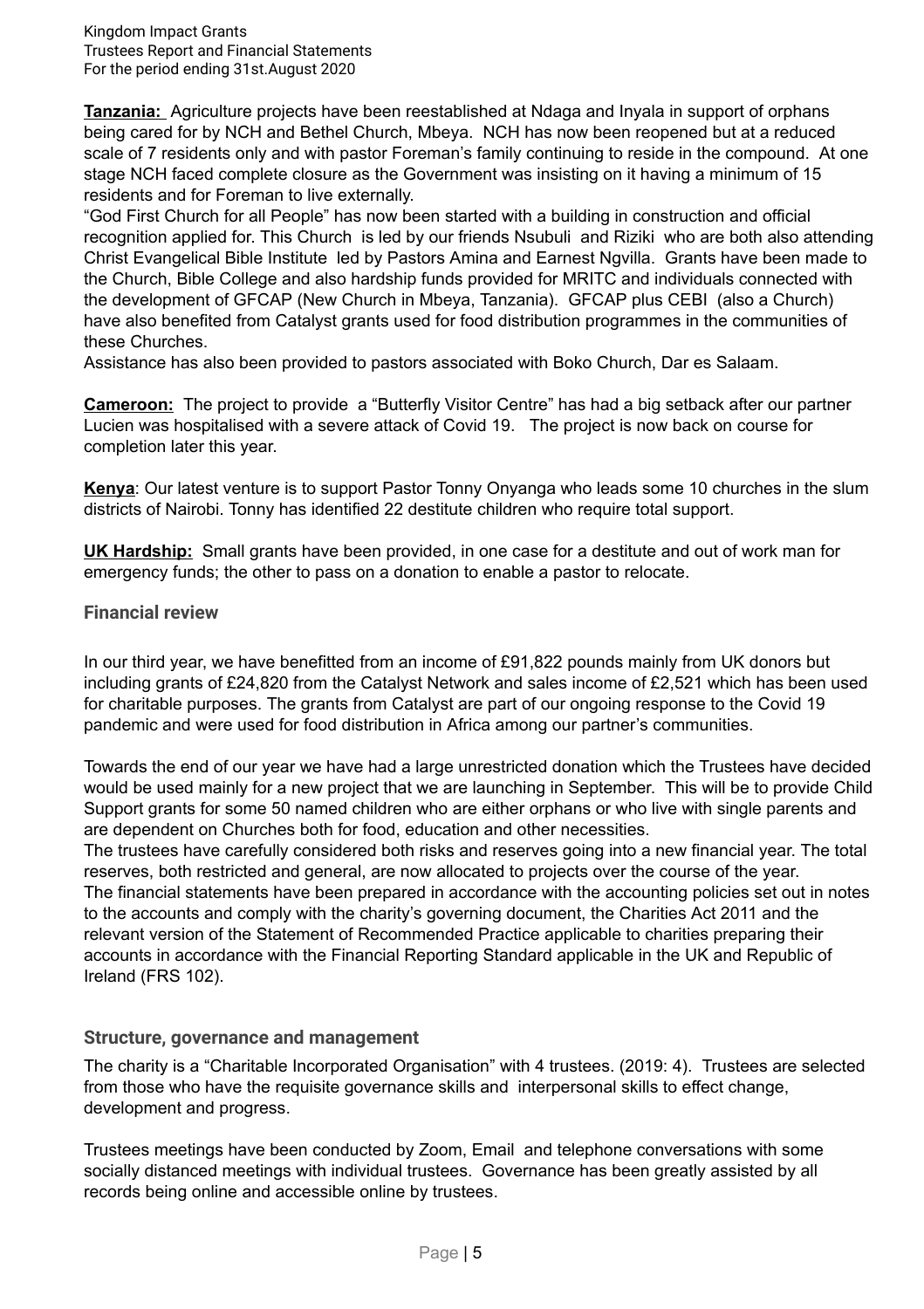**Tanzania:** Agriculture projects have been reestablished at Ndaga and Inyala in support of orphans being cared for by NCH and Bethel Church, Mbeya. NCH has now been reopened but at a reduced scale of 7 residents only and with pastor Foreman's family continuing to reside in the compound. At one stage NCH faced complete closure as the Government was insisting on it having a minimum of 15 residents and for Foreman to live externally.

"God First Church for all People" has now been started with a building in construction and official recognition applied for. This Church is led by our friends Nsubuli and Riziki who are both also attending Christ Evangelical Bible Institute led by Pastors Amina and Earnest Ngvilla. Grants have been made to the Church, Bible College and also hardship funds provided for MRITC and individuals connected with the development of GFCAP (New Church in Mbeya, Tanzania). GFCAP plus CEBI (also a Church) have also benefited from Catalyst grants used for food distribution programmes in the communities of these Churches.

Assistance has also been provided to pastors associated with Boko Church, Dar es Salaam.

**Cameroon:** The project to provide a "Butterfly Visitor Centre" has had a big setback after our partner Lucien was hospitalised with a severe attack of Covid 19. The project is now back on course for completion later this year.

**Kenya**: Our latest venture is to support Pastor Tonny Onyanga who leads some 10 churches in the slum districts of Nairobi. Tonny has identified 22 destitute children who require total support.

**UK Hardship:** Small grants have been provided, in one case for a destitute and out of work man for emergency funds; the other to pass on a donation to enable a pastor to relocate.

## Financial review

In our third year, we have benefitted from an income of £91,822 pounds mainly from UK donors but including grants of £24,820 from the Catalyst Network and sales income of £2,521 which has been used for charitable purposes. The grants from Catalyst are part of our ongoing response to the Covid 19 pandemic and were used for food distribution in Africa among our partner's communities.

Towards the end of our year we have had a large unrestricted donation which the Trustees have decided would be used mainly for a new project that we are launching in September. This will be to provide Child Support grants for some 50 named children who are either orphans or who live with single parents and are dependent on Churches both for food, education and other necessities.

The trustees have carefully considered both risks and reserves going into a new financial year. The total reserves, both restricted and general, are now allocated to projects over the course of the year.

The financial statements have been prepared in accordance with the accounting policies set out in notes to the accounts and comply with the charity's governing document, the Charities Act 2011 and the relevant version of the Statement of Recommended Practice applicable to charities preparing their accounts in accordance with the Financial Reporting Standard applicable in the UK and Republic of Ireland (FRS 102).

## Structure, governance and management

The charity is a "Charitable Incorporated Organisation" with 4 trustees. (2019: 4). Trustees are selected from those who have the requisite governance skills and interpersonal skills to effect change, development and progress.

Trustees meetings have been conducted by Zoom, Email and telephone conversations with some socially distanced meetings with individual trustees. Governance has been greatly assisted by all records being online and accessible online by trustees.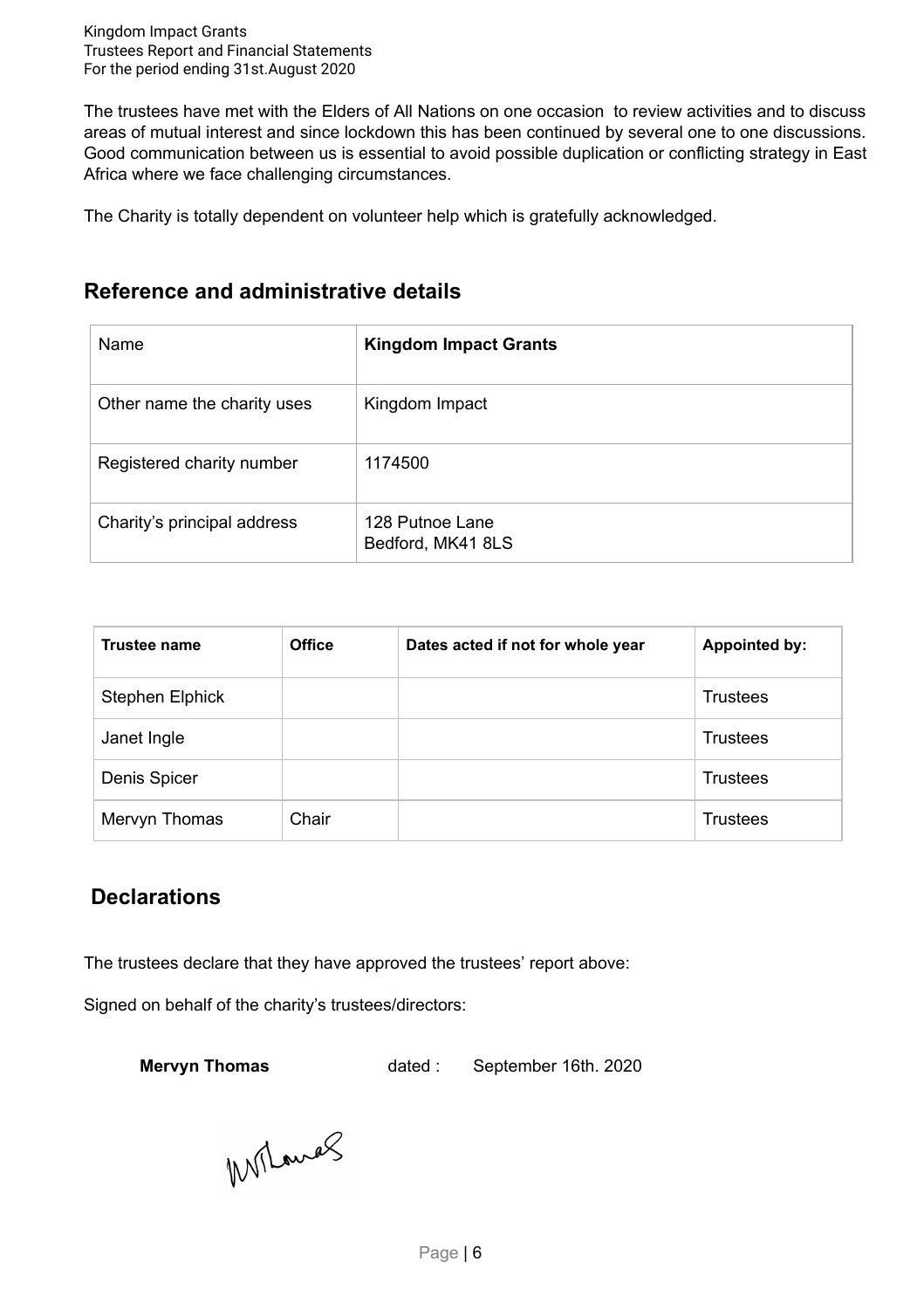The trustees have met with the Elders of All Nations on one occasion to review activities and to discuss areas of mutual interest and since lockdown this has been continued by several one to one discussions. Good communication between us is essential to avoid possible duplication or conflicting strategy in East Africa where we face challenging circumstances.

The Charity is totally dependent on volunteer help which is gratefully acknowledged.

## Reference and administrative details

| Name | **Kingdom Impact Grants** |
|---|---|
| Other name the charity uses | Kingdom Impact |
| Registered charity number | 1174500 |
| Charity's principal address | 128 Putnoe Lane<br>Bedford, MK41 8LS |

| Trustee name | Office | Dates acted if not for whole year | Appointed by: |
|---|---|---|---|
| Stephen Elphick | | | Trustees |
| Janet Ingle | | | Trustees |
| Denis Spicer | | | Trustees |
| Mervyn Thomas | Chair | | Trustees |

## Declarations

The trustees declare that they have approved the trustees' report above:

Signed on behalf of the charity's trustees/directors:

**Mervyn Thomas** dated : September 16th. 2020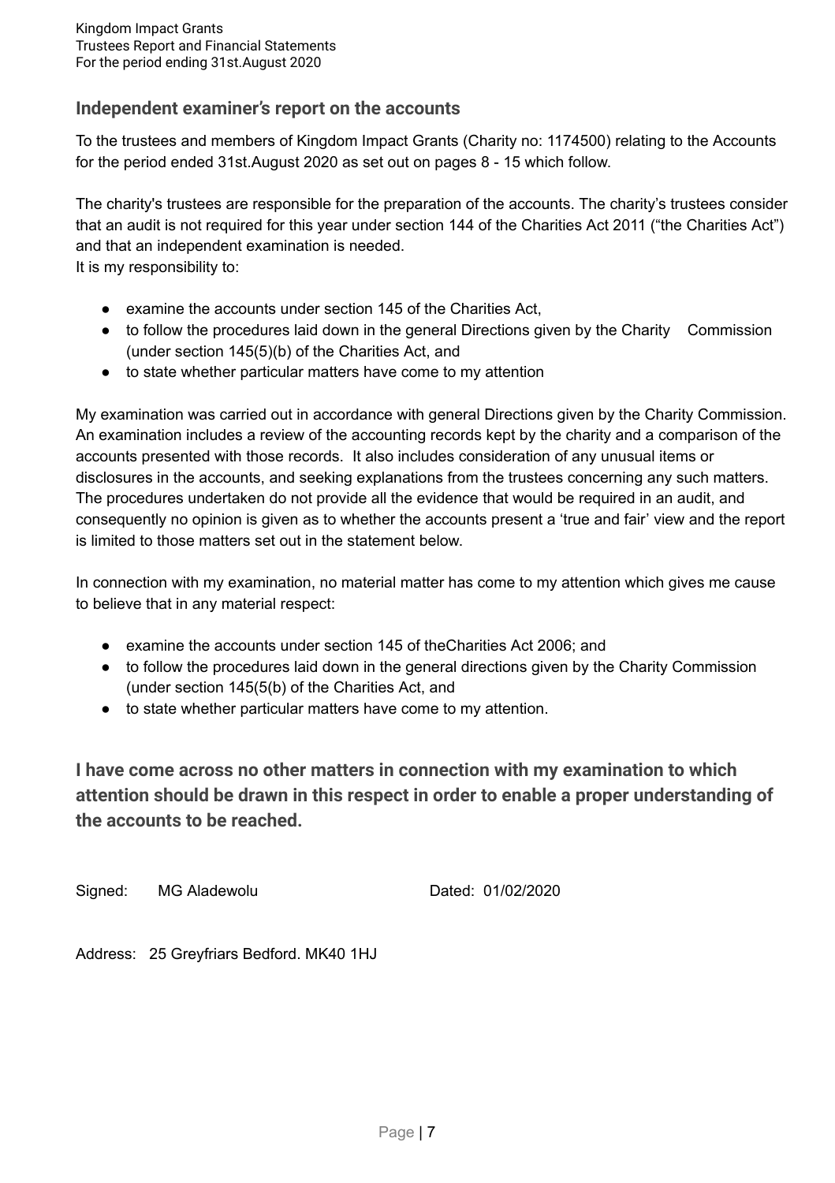## Independent examiner's report on the accounts

To the trustees and members of Kingdom Impact Grants (Charity no: 1174500) relating to the Accounts for the period ended 31st.August 2020 as set out on pages 8 - 15 which follow.

The charity's trustees are responsible for the preparation of the accounts. The charity's trustees consider that an audit is not required for this year under section 144 of the Charities Act 2011 ("the Charities Act") and that an independent examination is needed.
It is my responsibility to:

- examine the accounts under section 145 of the Charities Act,
- to follow the procedures laid down in the general Directions given by the Charity Commission (under section 145(5)(b) of the Charities Act, and
- to state whether particular matters have come to my attention

My examination was carried out in accordance with general Directions given by the Charity Commission. An examination includes a review of the accounting records kept by the charity and a comparison of the accounts presented with those records. It also includes consideration of any unusual items or disclosures in the accounts, and seeking explanations from the trustees concerning any such matters. The procedures undertaken do not provide all the evidence that would be required in an audit, and consequently no opinion is given as to whether the accounts present a 'true and fair' view and the report is limited to those matters set out in the statement below.

In connection with my examination, no material matter has come to my attention which gives me cause to believe that in any material respect:

- examine the accounts under section 145 of theCharities Act 2006; and
- to follow the procedures laid down in the general directions given by the Charity Commission (under section 145(5(b) of the Charities Act, and
- to state whether particular matters have come to my attention.

**I have come across no other matters in connection with my examination to which attention should be drawn in this respect in order to enable a proper understanding of the accounts to be reached.**

Signed: MG Aladewolu

Dated: 01/02/2020

Address: 25 Greyfriars Bedford. MK40 1HJ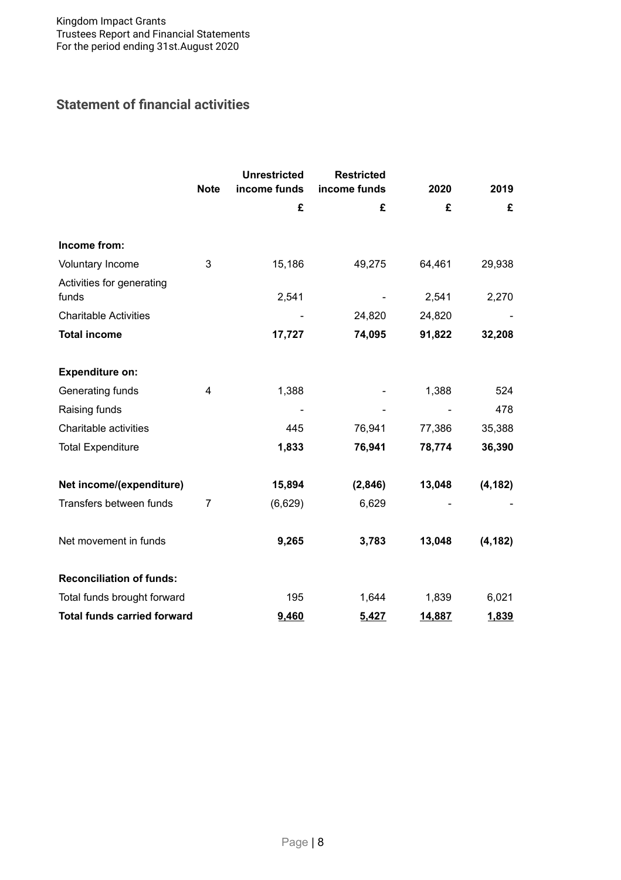## Statement of financial activities

| | Note | Unrestricted income funds | Restricted income funds | 2020 | 2019 |
|---|---|---|---|---|---|
| | | £ | £ | £ | £ |
| **Income from:** | | | | | |
| Voluntary Income | 3 | 15,186 | 49,275 | 64,461 | 29,938 |
| Activities for generating funds | | 2,541 | - | 2,541 | 2,270 |
| Charitable Activities | | - | 24,820 | 24,820 | - |
| **Total income** | | **17,727** | **74,095** | **91,822** | **32,208** |
| **Expenditure on:** | | | | | |
| Generating funds | 4 | 1,388 | - | 1,388 | 524 |
| Raising funds | | - | - | - | 478 |
| Charitable activities | | 445 | 76,941 | 77,386 | 35,388 |
| Total Expenditure | | **1,833** | **76,941** | **78,774** | **36,390** |
| **Net income/(expenditure)** | | **15,894** | **(2,846)** | **13,048** | **(4,182)** |
| Transfers between funds | 7 | (6,629) | 6,629 | - | - |
| Net movement in funds | | **9,265** | **3,783** | **13,048** | **(4,182)** |
| **Reconciliation of funds:** | | | | | |
| Total funds brought forward | | 195 | 1,644 | 1,839 | 6,021 |
| **Total funds carried forward** | | **9,460** | **5,427** | **14,887** | **1,839** |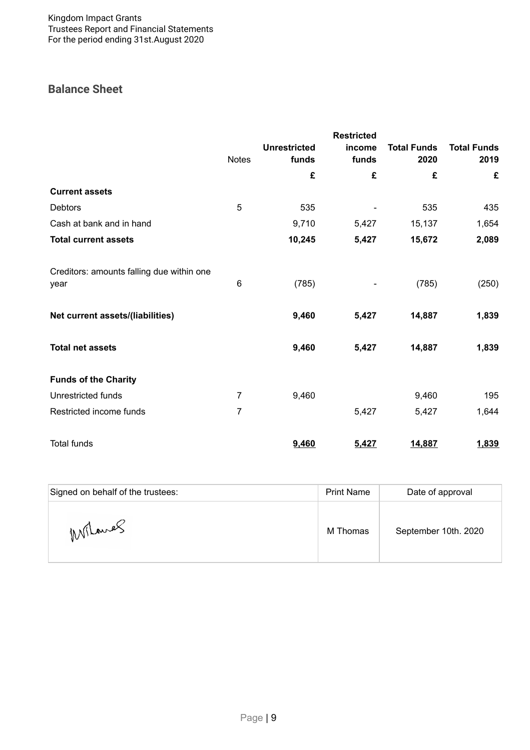## Balance Sheet

| | Notes | Unrestricted funds | Restricted income funds | Total Funds 2020 | Total Funds 2019 |
|---|---|---|---|---|---|
| | | £ | £ | £ | £ |
| **Current assets** | | | | | |
| Debtors | 5 | 535 | - | 535 | 435 |
| Cash at bank and in hand | | 9,710 | 5,427 | 15,137 | 1,654 |
| **Total current assets** | | **10,245** | **5,427** | **15,672** | **2,089** |
| Creditors: amounts falling due within one year | 6 | (785) | - | (785) | (250) |
| **Net current assets/(liabilities)** | | **9,460** | **5,427** | **14,887** | **1,839** |
| **Total net assets** | | **9,460** | **5,427** | **14,887** | **1,839** |
| **Funds of the Charity** | | | | | |
| Unrestricted funds | 7 | 9,460 | | 9,460 | 195 |
| Restricted income funds | 7 | | 5,427 | 5,427 | 1,644 |
| Total funds | | **9,460** | **5,427** | **14,887** | **1,839** |

| Signed on behalf of the trustees: | Print Name | Date of approval |
|---|---|---|
| M Thomas | M Thomas | September 10th. 2020 |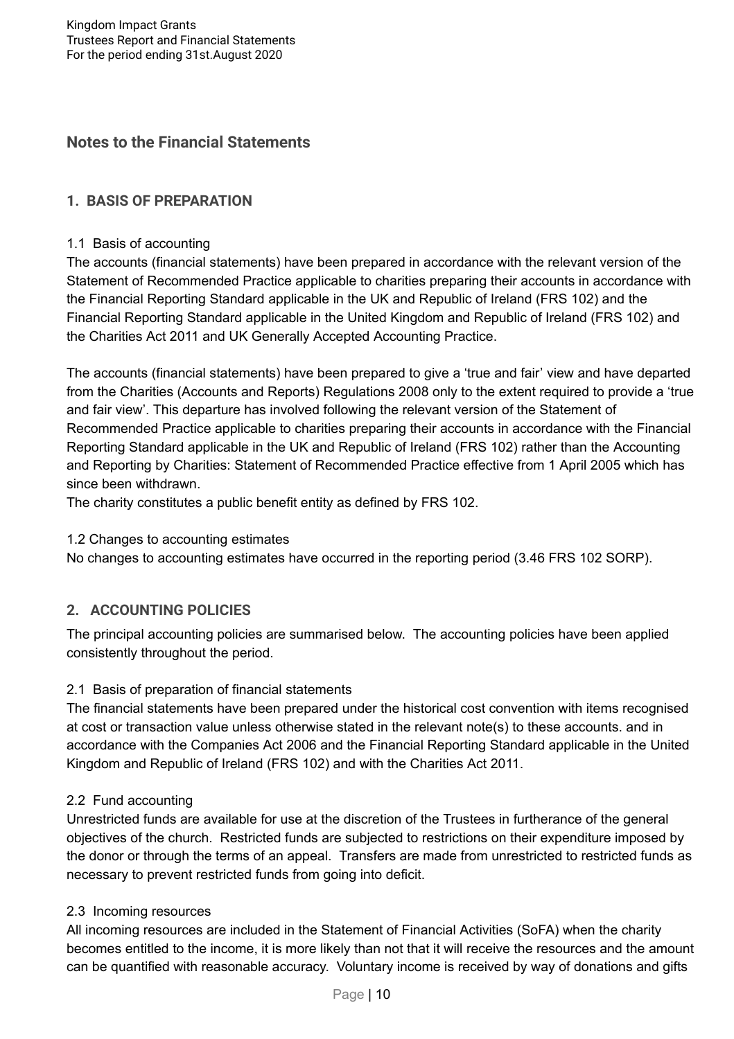## Notes to the Financial Statements

### 1. BASIS OF PREPARATION

1.1 Basis of accounting

The accounts (financial statements) have been prepared in accordance with the relevant version of the Statement of Recommended Practice applicable to charities preparing their accounts in accordance with the Financial Reporting Standard applicable in the UK and Republic of Ireland (FRS 102) and the Financial Reporting Standard applicable in the United Kingdom and Republic of Ireland (FRS 102) and the Charities Act 2011 and UK Generally Accepted Accounting Practice.

The accounts (financial statements) have been prepared to give a 'true and fair' view and have departed from the Charities (Accounts and Reports) Regulations 2008 only to the extent required to provide a 'true and fair view'. This departure has involved following the relevant version of the Statement of Recommended Practice applicable to charities preparing their accounts in accordance with the Financial Reporting Standard applicable in the UK and Republic of Ireland (FRS 102) rather than the Accounting and Reporting by Charities: Statement of Recommended Practice effective from 1 April 2005 which has since been withdrawn.

The charity constitutes a public benefit entity as defined by FRS 102.

1.2 Changes to accounting estimates

No changes to accounting estimates have occurred in the reporting period (3.46 FRS 102 SORP).

### 2. ACCOUNTING POLICIES

The principal accounting policies are summarised below. The accounting policies have been applied consistently throughout the period.

2.1 Basis of preparation of financial statements

The financial statements have been prepared under the historical cost convention with items recognised at cost or transaction value unless otherwise stated in the relevant note(s) to these accounts. and in accordance with the Companies Act 2006 and the Financial Reporting Standard applicable in the United Kingdom and Republic of Ireland (FRS 102) and with the Charities Act 2011.

2.2 Fund accounting

Unrestricted funds are available for use at the discretion of the Trustees in furtherance of the general objectives of the church. Restricted funds are subjected to restrictions on their expenditure imposed by the donor or through the terms of an appeal. Transfers are made from unrestricted to restricted funds as necessary to prevent restricted funds from going into deficit.

2.3 Incoming resources

All incoming resources are included in the Statement of Financial Activities (SoFA) when the charity becomes entitled to the income, it is more likely than not that it will receive the resources and the amount can be quantified with reasonable accuracy. Voluntary income is received by way of donations and gifts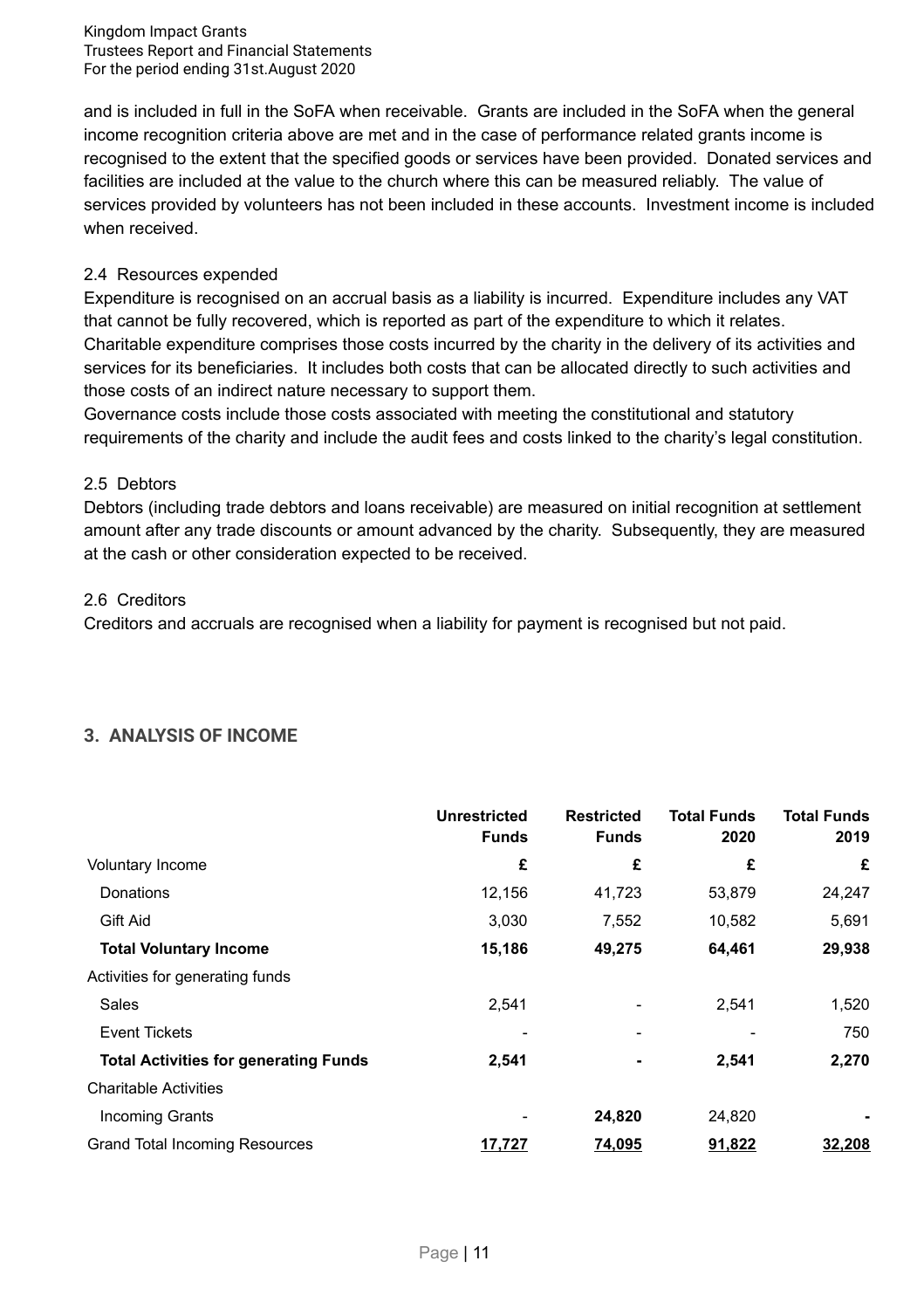and is included in full in the SoFA when receivable. Grants are included in the SoFA when the general income recognition criteria above are met and in the case of performance related grants income is recognised to the extent that the specified goods or services have been provided. Donated services and facilities are included at the value to the church where this can be measured reliably. The value of services provided by volunteers has not been included in these accounts. Investment income is included when received.

2.4 Resources expended

Expenditure is recognised on an accrual basis as a liability is incurred. Expenditure includes any VAT that cannot be fully recovered, which is reported as part of the expenditure to which it relates. Charitable expenditure comprises those costs incurred by the charity in the delivery of its activities and services for its beneficiaries. It includes both costs that can be allocated directly to such activities and those costs of an indirect nature necessary to support them.

Governance costs include those costs associated with meeting the constitutional and statutory requirements of the charity and include the audit fees and costs linked to the charity's legal constitution.

2.5 Debtors

Debtors (including trade debtors and loans receivable) are measured on initial recognition at settlement amount after any trade discounts or amount advanced by the charity. Subsequently, they are measured at the cash or other consideration expected to be received.

2.6 Creditors

Creditors and accruals are recognised when a liability for payment is recognised but not paid.

## 3. ANALYSIS OF INCOME

| | Unrestricted Funds | Restricted Funds | Total Funds 2020 | Total Funds 2019 |
|---|---|---|---|---|
| Voluntary Income | **£** | **£** | **£** | **£** |
| Donations | 12,156 | 41,723 | 53,879 | 24,247 |
| Gift Aid | 3,030 | 7,552 | 10,582 | 5,691 |
| **Total Voluntary Income** | **15,186** | **49,275** | **64,461** | **29,938** |
| Activities for generating funds | | | | |
| Sales | 2,541 | - | 2,541 | 1,520 |
| Event Tickets | - | - | - | 750 |
| **Total Activities for generating Funds** | **2,541** | **-** | **2,541** | **2,270** |
| Charitable Activities | | | | |
| Incoming Grants | - | **24,820** | 24,820 | **-** |
| Grand Total Incoming Resources | **17,727** | **74,095** | **91,822** | **32,208** |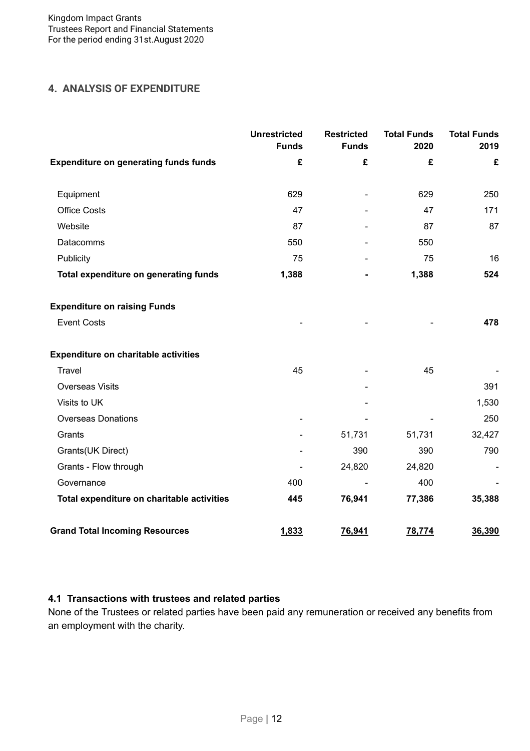Kingdom Impact Grants
Trustees Report and Financial Statements
For the period ending 31st.August 2020

## 4. ANALYSIS OF EXPENDITURE

| | Unrestricted Funds | Restricted Funds | Total Funds 2020 | Total Funds 2019 |
|---|---|---|---|---|
| **Expenditure on generating funds funds** | **£** | **£** | **£** | **£** |
| Equipment | 629 | - | 629 | 250 |
| Office Costs | 47 | - | 47 | 171 |
| Website | 87 | - | 87 | 87 |
| Datacomms | 550 | - | 550 | |
| Publicity | 75 | - | 75 | 16 |
| **Total expenditure on generating funds** | **1,388** | **-** | **1,388** | **524** |
| **Expenditure on raising Funds** | | | | |
| Event Costs | - | - | - | **478** |
| **Expenditure on charitable activities** | | | | |
| Travel | 45 | - | 45 | - |
| Overseas Visits | | - | | 391 |
| Visits to UK | | - | | 1,530 |
| Overseas Donations | - | - | - | 250 |
| Grants | - | 51,731 | 51,731 | 32,427 |
| Grants(UK Direct) | - | 390 | 390 | 790 |
| Grants - Flow through | - | 24,820 | 24,820 | - |
| Governance | 400 | - | 400 | - |
| **Total expenditure on charitable activities** | **445** | **76,941** | **77,386** | **35,388** |
| **Grand Total Incoming Resources** | **1,833** | **76,941** | **78,774** | **36,390** |

### 4.1 Transactions with trustees and related parties

None of the Trustees or related parties have been paid any remuneration or received any benefits from an employment with the charity.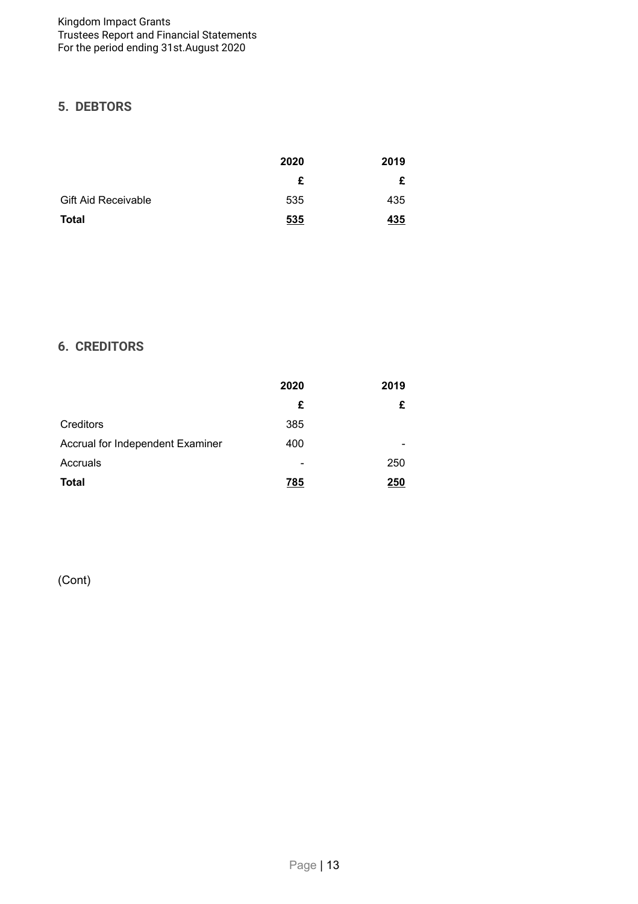## 5. DEBTORS

| | 2020 | 2019 |
|---|---|---|
| | £ | £ |
| Gift Aid Receivable | 535 | 435 |
| **Total** | **535** | **435** |

## 6. CREDITORS

| | 2020 | 2019 |
|---|---|---|
| | £ | £ |
| Creditors | 385 | |
| Accrual for Independent Examiner | 400 | - |
| Accruals | - | 250 |
| **Total** | **785** | **250** |

(Cont)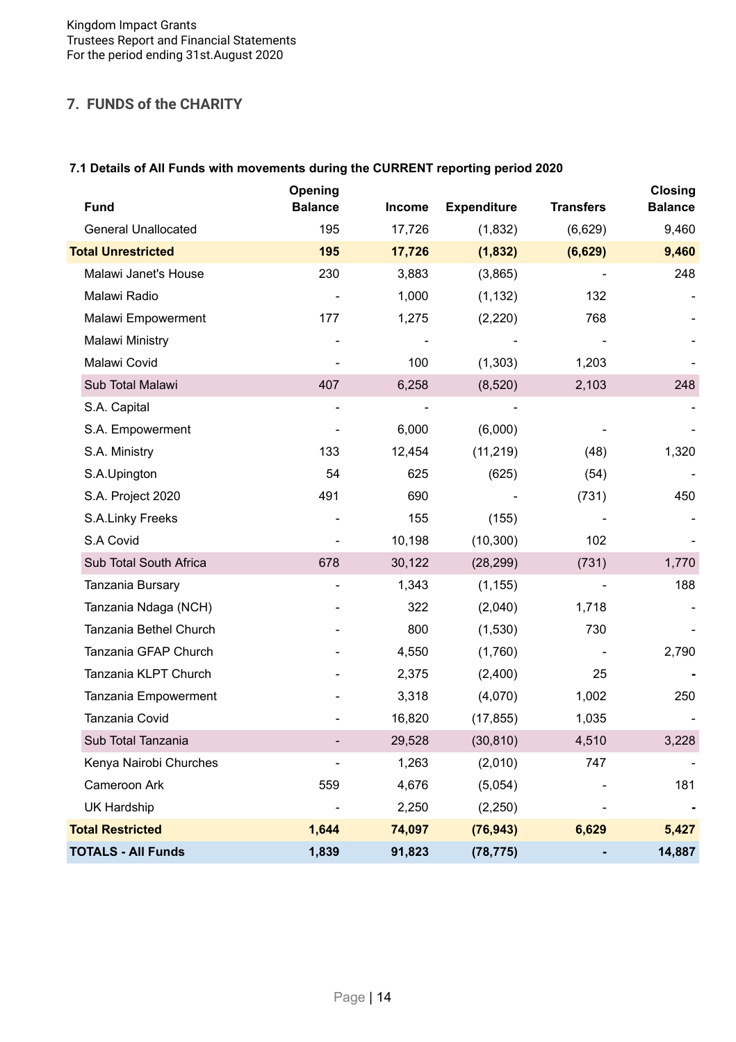## 7. FUNDS of the CHARITY

### 7.1 Details of All Funds with movements during the CURRENT reporting period 2020

| Fund | Opening Balance | Income | Expenditure | Transfers | Closing Balance |
|---|---|---|---|---|---|
| General Unallocated | 195 | 17,726 | (1,832) | (6,629) | 9,460 |
| **Total Unrestricted** | **195** | **17,726** | **(1,832)** | **(6,629)** | **9,460** |
| Malawi Janet's House | 230 | 3,883 | (3,865) | - | 248 |
| Malawi Radio | - | 1,000 | (1,132) | 132 | - |
| Malawi Empowerment | 177 | 1,275 | (2,220) | 768 | - |
| Malawi Ministry | - | - | - | - | - |
| Malawi Covid | - | 100 | (1,303) | 1,203 | - |
| Sub Total Malawi | 407 | 6,258 | (8,520) | 2,103 | 248 |
| S.A. Capital | - | - | - | | - |
| S.A. Empowerment | - | 6,000 | (6,000) | - | - |
| S.A. Ministry | 133 | 12,454 | (11,219) | (48) | 1,320 |
| S.A.Upington | 54 | 625 | (625) | (54) | - |
| S.A. Project 2020 | 491 | 690 | - | (731) | 450 |
| S.A.Linky Freeks | - | 155 | (155) | - | - |
| S.A Covid | - | 10,198 | (10,300) | 102 | - |
| Sub Total South Africa | 678 | 30,122 | (28,299) | (731) | 1,770 |
| Tanzania Bursary | - | 1,343 | (1,155) | - | 188 |
| Tanzania Ndaga (NCH) | - | 322 | (2,040) | 1,718 | - |
| Tanzania Bethel Church | - | 800 | (1,530) | 730 | - |
| Tanzania GFAP Church | - | 4,550 | (1,760) | - | 2,790 |
| Tanzania KLPT Church | - | 2,375 | (2,400) | 25 | - |
| Tanzania Empowerment | - | 3,318 | (4,070) | 1,002 | 250 |
| Tanzania Covid | - | 16,820 | (17,855) | 1,035 | - |
| Sub Total Tanzania | - | 29,528 | (30,810) | 4,510 | 3,228 |
| Kenya Nairobi Churches | - | 1,263 | (2,010) | 747 | - |
| Cameroon Ark | 559 | 4,676 | (5,054) | - | 181 |
| UK Hardship | - | 2,250 | (2,250) | - | - |
| **Total Restricted** | **1,644** | **74,097** | **(76,943)** | **6,629** | **5,427** |
| **TOTALS - All Funds** | **1,839** | **91,823** | **(78,775)** | **-** | **14,887** |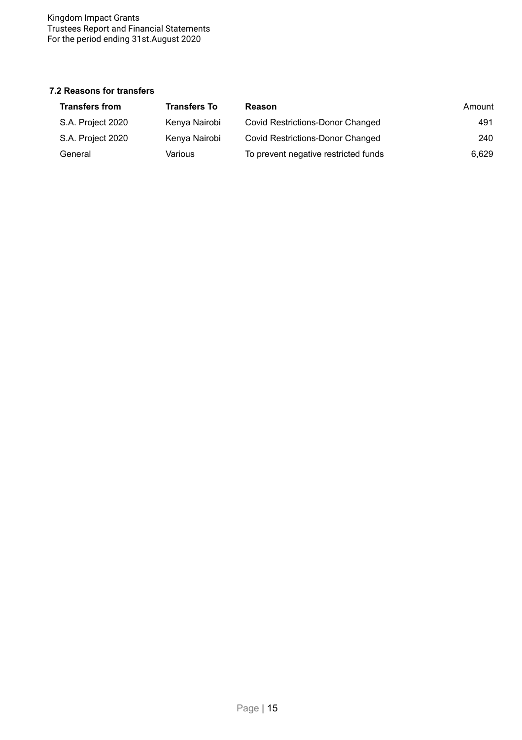### 7.2 Reasons for transfers

| Transfers from | Transfers To | Reason | Amount |
|---|---|---|---|
| S.A. Project 2020 | Kenya Nairobi | Covid Restrictions-Donor Changed | 491 |
| S.A. Project 2020 | Kenya Nairobi | Covid Restrictions-Donor Changed | 240 |
| General | Various | To prevent negative restricted funds | 6,629 |